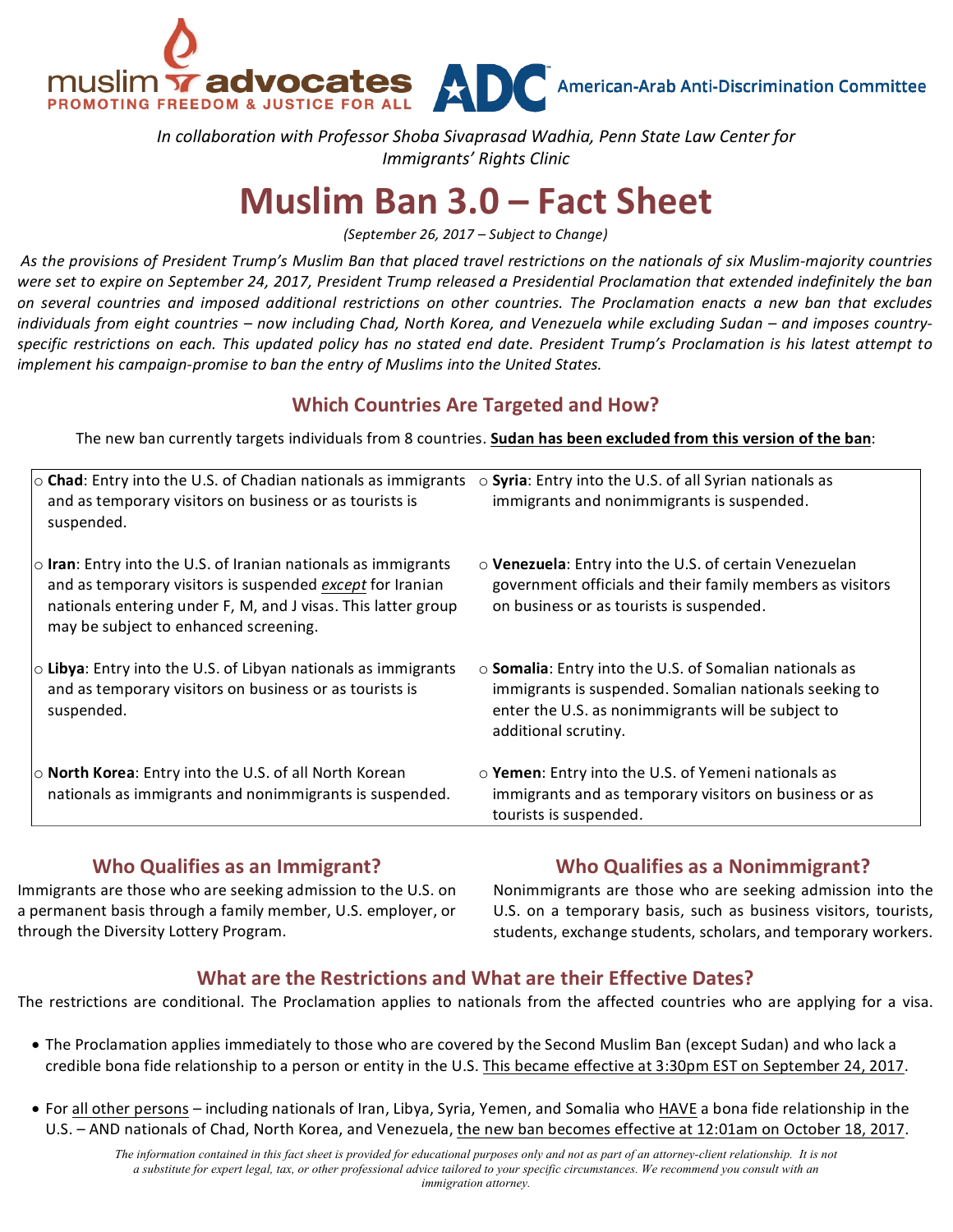muslim advocates
PROMOTING FREEDOM & JUSTICE FOR ALL

ADC American-Arab Anti-Discrimination Committee

*In collaboration with Professor Shoba Sivaprasad Wadhia, Penn State Law Center for Immigrants' Rights Clinic*

# Muslim Ban 3.0 – Fact Sheet

*(September 26, 2017 – Subject to Change)*

*As the provisions of President Trump's Muslim Ban that placed travel restrictions on the nationals of six Muslim-majority countries were set to expire on September 24, 2017, President Trump released a Presidential Proclamation that extended indefinitely the ban on several countries and imposed additional restrictions on other countries. The Proclamation enacts a new ban that excludes individuals from eight countries – now including Chad, North Korea, and Venezuela while excluding Sudan – and imposes country-specific restrictions on each. This updated policy has no stated end date. President Trump's Proclamation is his latest attempt to implement his campaign-promise to ban the entry of Muslims into the United States.*

## Which Countries Are Targeted and How?

The new ban currently targets individuals from 8 countries. **<u>Sudan has been excluded from this version of the ban</u>**:

- **Chad**: Entry into the U.S. of Chadian nationals as immigrants and as temporary visitors on business or as tourists is suspended.
- **Iran**: Entry into the U.S. of Iranian nationals as immigrants and as temporary visitors is suspended ***<u>except</u>*** for Iranian nationals entering under F, M, and J visas. This latter group may be subject to enhanced screening.
- **Libya**: Entry into the U.S. of Libyan nationals as immigrants and as temporary visitors on business or as tourists is suspended.
- **North Korea**: Entry into the U.S. of all North Korean nationals as immigrants and nonimmigrants is suspended.
- **Syria**: Entry into the U.S. of all Syrian nationals as immigrants and nonimmigrants is suspended.
- **Venezuela**: Entry into the U.S. of certain Venezuelan government officials and their family members as visitors on business or as tourists is suspended.
- **Somalia**: Entry into the U.S. of Somalian nationals as immigrants is suspended. Somalian nationals seeking to enter the U.S. as nonimmigrants will be subject to additional scrutiny.
- **Yemen**: Entry into the U.S. of Yemeni nationals as immigrants and as temporary visitors on business or as tourists is suspended.

## Who Qualifies as an Immigrant?

Immigrants are those who are seeking admission to the U.S. on a permanent basis through a family member, U.S. employer, or through the Diversity Lottery Program.

## Who Qualifies as a Nonimmigrant?

Nonimmigrants are those who are seeking admission into the U.S. on a temporary basis, such as business visitors, tourists, students, exchange students, scholars, and temporary workers.

## What are the Restrictions and What are their Effective Dates?

The restrictions are conditional. The Proclamation applies to nationals from the affected countries who are applying for a visa.

- The Proclamation applies immediately to those who are covered by the Second Muslim Ban (except Sudan) and who lack a credible bona fide relationship to a person or entity in the U.S. <u>This became effective at 3:30pm EST on September 24, 2017</u>.
- For <u>all other persons</u> – including nationals of Iran, Libya, Syria, Yemen, and Somalia who <u>HAVE</u> a bona fide relationship in the U.S. – AND nationals of Chad, North Korea, and Venezuela, <u>the new ban becomes effective at 12:01am on October 18, 2017</u>.

*The information contained in this fact sheet is provided for educational purposes only and not as part of an attorney-client relationship. It is not a substitute for expert legal, tax, or other professional advice tailored to your specific circumstances. We recommend you consult with an immigration attorney.*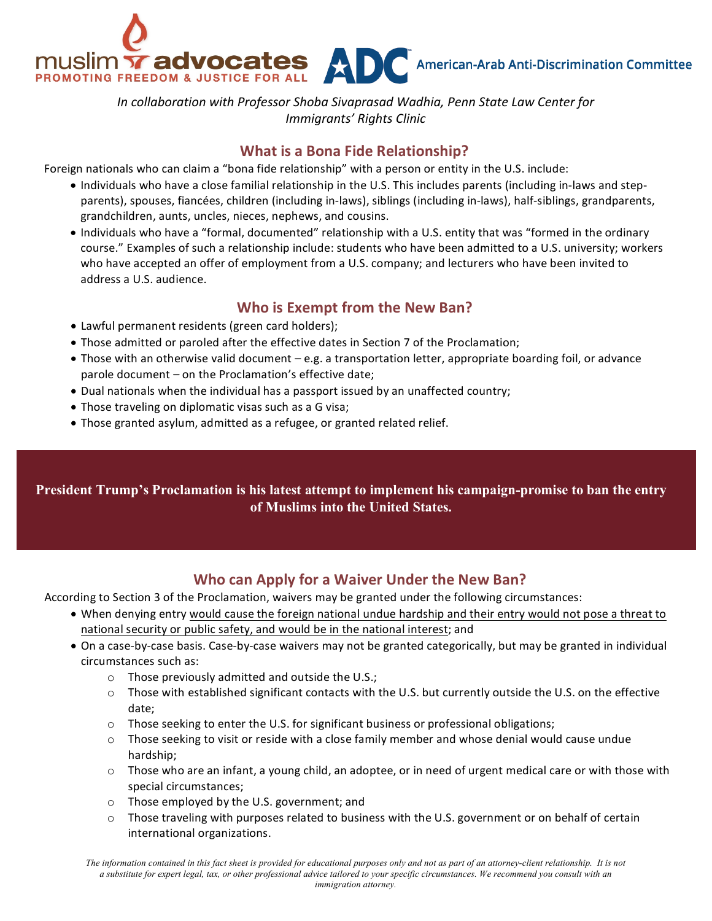muslim advocates
PROMOTING FREEDOM & JUSTICE FOR ALL

ADC American-Arab Anti-Discrimination Committee

*In collaboration with Professor Shoba Sivaprasad Wadhia, Penn State Law Center for Immigrants' Rights Clinic*

## What is a Bona Fide Relationship?

Foreign nationals who can claim a "bona fide relationship" with a person or entity in the U.S. include:

- Individuals who have a close familial relationship in the U.S. This includes parents (including in-laws and step-parents), spouses, fiancées, children (including in-laws), siblings (including in-laws), half-siblings, grandparents, grandchildren, aunts, uncles, nieces, nephews, and cousins.
- Individuals who have a "formal, documented" relationship with a U.S. entity that was "formed in the ordinary course." Examples of such a relationship include: students who have been admitted to a U.S. university; workers who have accepted an offer of employment from a U.S. company; and lecturers who have been invited to address a U.S. audience.

## Who is Exempt from the New Ban?

- Lawful permanent residents (green card holders);
- Those admitted or paroled after the effective dates in Section 7 of the Proclamation;
- Those with an otherwise valid document – e.g. a transportation letter, appropriate boarding foil, or advance parole document – on the Proclamation's effective date;
- Dual nationals when the individual has a passport issued by an unaffected country;
- Those traveling on diplomatic visas such as a G visa;
- Those granted asylum, admitted as a refugee, or granted related relief.

**President Trump's Proclamation is his latest attempt to implement his campaign-promise to ban the entry of Muslims into the United States.**

## Who can Apply for a Waiver Under the New Ban?

According to Section 3 of the Proclamation, waivers may be granted under the following circumstances:

- When denying entry would cause the foreign national undue hardship and their entry would not pose a threat to national security or public safety, and would be in the national interest; and
- On a case-by-case basis. Case-by-case waivers may not be granted categorically, but may be granted in individual circumstances such as:
  - Those previously admitted and outside the U.S.;
  - Those with established significant contacts with the U.S. but currently outside the U.S. on the effective date;
  - Those seeking to enter the U.S. for significant business or professional obligations;
  - Those seeking to visit or reside with a close family member and whose denial would cause undue hardship;
  - Those who are an infant, a young child, an adoptee, or in need of urgent medical care or with those with special circumstances;
  - Those employed by the U.S. government; and
  - Those traveling with purposes related to business with the U.S. government or on behalf of certain international organizations.

*The information contained in this fact sheet is provided for educational purposes only and not as part of an attorney-client relationship. It is not a substitute for expert legal, tax, or other professional advice tailored to your specific circumstances. We recommend you consult with an immigration attorney.*